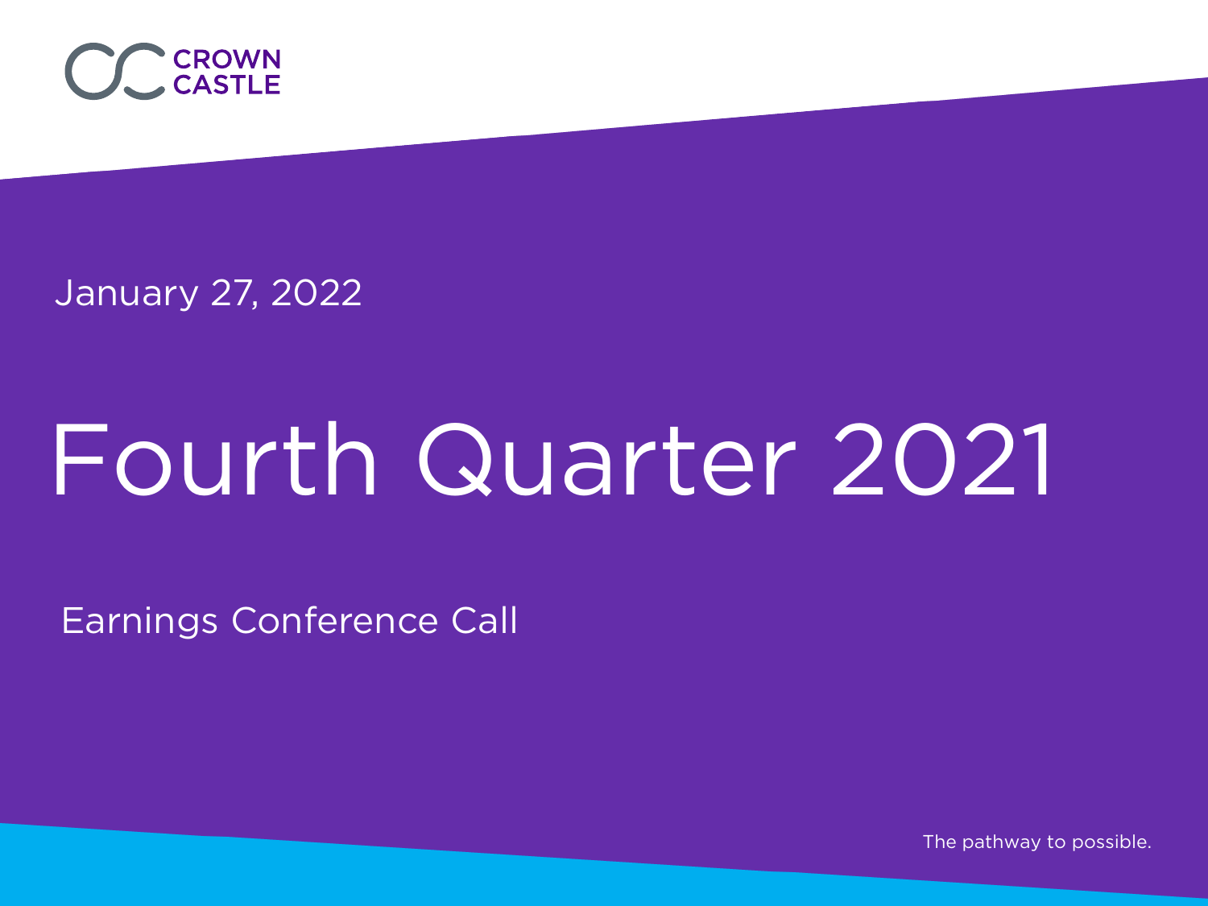CROWN CASTLE

January 27, 2022

# Fourth Quarter 2021

Earnings Conference Call

The pathway to possible.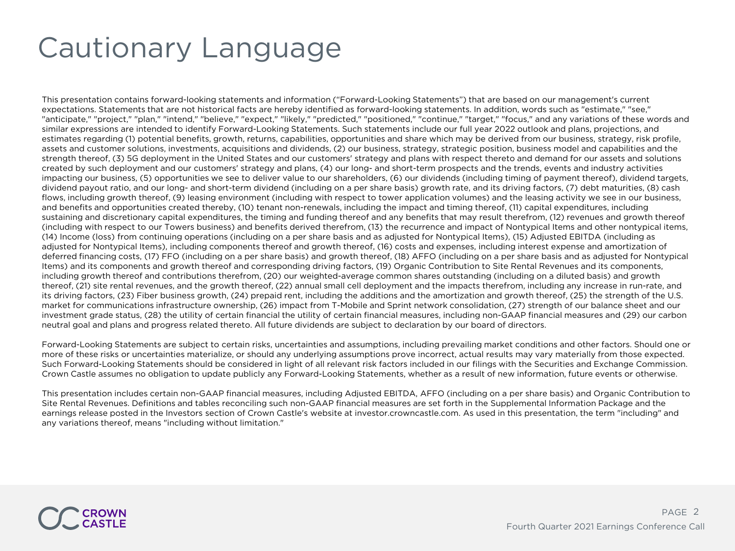# Cautionary Language

This presentation contains forward-looking statements and information ("Forward-Looking Statements") that are based on our management's current expectations. Statements that are not historical facts are hereby identified as forward-looking statements. In addition, words such as "estimate," "see," "anticipate," "project," "plan," "intend," "believe," "expect," "likely," "predicted," "positioned," "continue," "target," "focus," and any variations of these words and similar expressions are intended to identify Forward-Looking Statements. Such statements include our full year 2022 outlook and plans, projections, and estimates regarding (1) potential benefits, growth, returns, capabilities, opportunities and share which may be derived from our business, strategy, risk profile, assets and customer solutions, investments, acquisitions and dividends, (2) our business, strategy, strategic position, business model and capabilities and the strength thereof, (3) 5G deployment in the United States and our customers' strategy and plans with respect thereto and demand for our assets and solutions created by such deployment and our customers' strategy and plans, (4) our long- and short-term prospects and the trends, events and industry activities impacting our business, (5) opportunities we see to deliver value to our shareholders, (6) our dividends (including timing of payment thereof), dividend targets, dividend payout ratio, and our long- and short-term dividend (including on a per share basis) growth rate, and its driving factors, (7) debt maturities, (8) cash flows, including growth thereof, (9) leasing environment (including with respect to tower application volumes) and the leasing activity we see in our business, and benefits and opportunities created thereby, (10) tenant non-renewals, including the impact and timing thereof, (11) capital expenditures, including sustaining and discretionary capital expenditures, the timing and funding thereof and any benefits that may result therefrom, (12) revenues and growth thereof (including with respect to our Towers business) and benefits derived therefrom, (13) the recurrence and impact of Nontypical Items and other nontypical items, (14) Income (loss) from continuing operations (including on a per share basis and as adjusted for Nontypical Items), (15) Adjusted EBITDA (including as adjusted for Nontypical Items), including components thereof and growth thereof, (16) costs and expenses, including interest expense and amortization of deferred financing costs, (17) FFO (including on a per share basis) and growth thereof, (18) AFFO (including on a per share basis and as adjusted for Nontypical Items) and its components and growth thereof and corresponding driving factors, (19) Organic Contribution to Site Rental Revenues and its components, including growth thereof and contributions therefrom, (20) our weighted-average common shares outstanding (including on a diluted basis) and growth thereof, (21) site rental revenues, and the growth thereof, (22) annual small cell deployment and the impacts therefrom, including any increase in run-rate, and its driving factors, (23) Fiber business growth, (24) prepaid rent, including the additions and the amortization and growth thereof, (25) the strength of the U.S. market for communications infrastructure ownership, (26) impact from T-Mobile and Sprint network consolidation, (27) strength of our balance sheet and our investment grade status, (28) the utility of certain financial the utility of certain financial measures, including non-GAAP financial measures and (29) our carbon neutral goal and plans and progress related thereto. All future dividends are subject to declaration by our board of directors.

Forward-Looking Statements are subject to certain risks, uncertainties and assumptions, including prevailing market conditions and other factors. Should one or more of these risks or uncertainties materialize, or should any underlying assumptions prove incorrect, actual results may vary materially from those expected. Such Forward-Looking Statements should be considered in light of all relevant risk factors included in our filings with the Securities and Exchange Commission. Crown Castle assumes no obligation to update publicly any Forward-Looking Statements, whether as a result of new information, future events or otherwise.

This presentation includes certain non-GAAP financial measures, including Adjusted EBITDA, AFFO (including on a per share basis) and Organic Contribution to Site Rental Revenues. Definitions and tables reconciling such non-GAAP financial measures are set forth in the Supplemental Information Package and the earnings release posted in the Investors section of Crown Castle's website at investor.crowncastle.com. As used in this presentation, the term "including" and any variations thereof, means "including without limitation."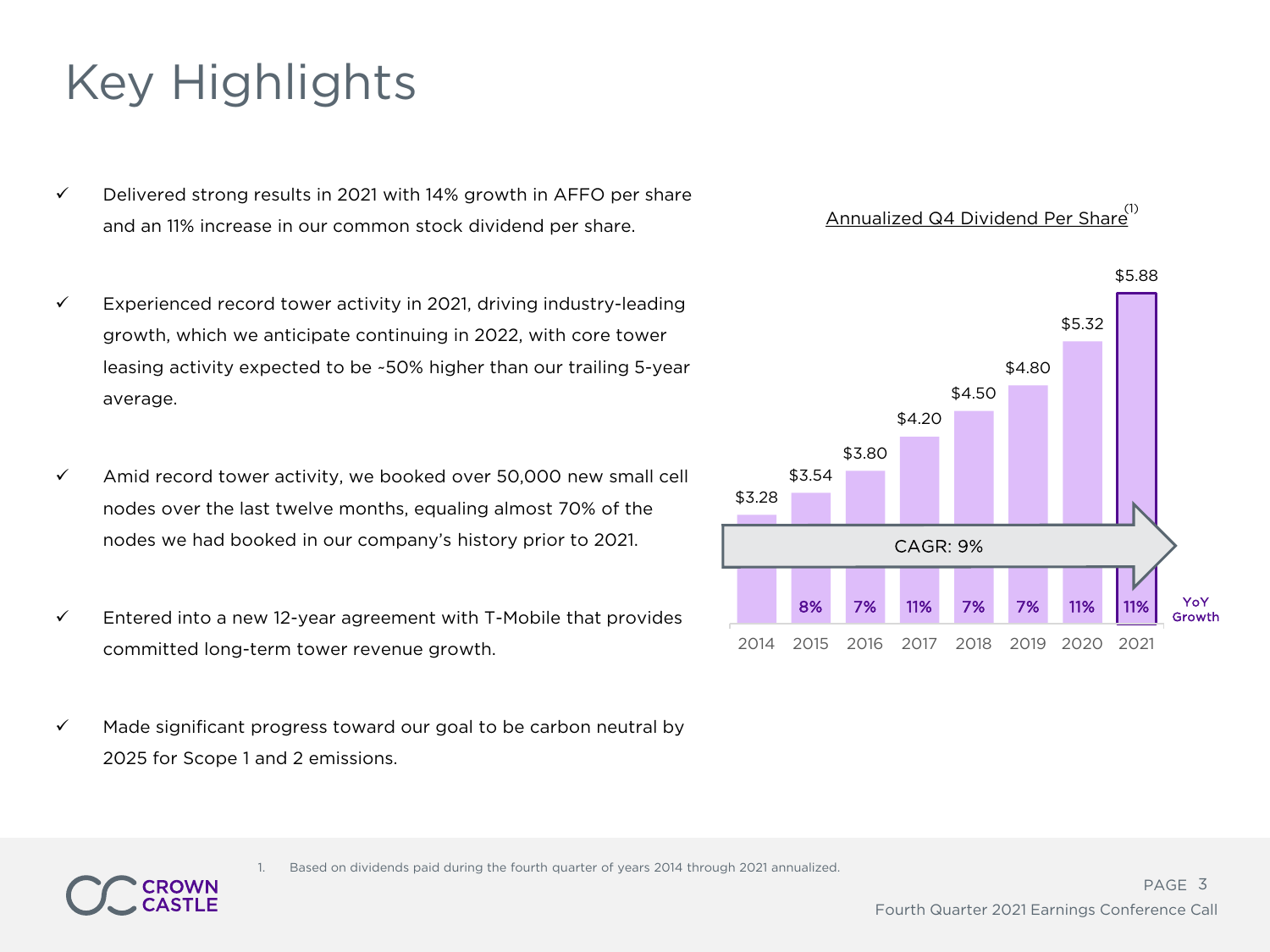# Key Highlights

- ✓ Delivered strong results in 2021 with 14% growth in AFFO per share and an 11% increase in our common stock dividend per share.
- ✓ Experienced record tower activity in 2021, driving industry-leading growth, which we anticipate continuing in 2022, with core tower leasing activity expected to be ~50% higher than our trailing 5-year average.
- ✓ Amid record tower activity, we booked over 50,000 new small cell nodes over the last twelve months, equaling almost 70% of the nodes we had booked in our company's history prior to 2021.
- ✓ Entered into a new 12-year agreement with T-Mobile that provides committed long-term tower revenue growth.
- ✓ Made significant progress toward our goal to be carbon neutral by 2025 for Scope 1 and 2 emissions.

**Annualized Q4 Dividend Per Share**[1]

| Year | Dividend | YoY Growth |
|---|---|---|
| 2014 | $3.28 | |
| 2015 | $3.54 | 8% |
| 2016 | $3.80 | 7% |
| 2017 | $4.20 | 11% |
| 2018 | $4.50 | 7% |
| 2019 | $4.80 | 7% |
| 2020 | $5.32 | 11% |
| 2021 | $5.88 | 11% |

CAGR: 9%

1. Based on dividends paid during the fourth quarter of years 2014 through 2021 annualized.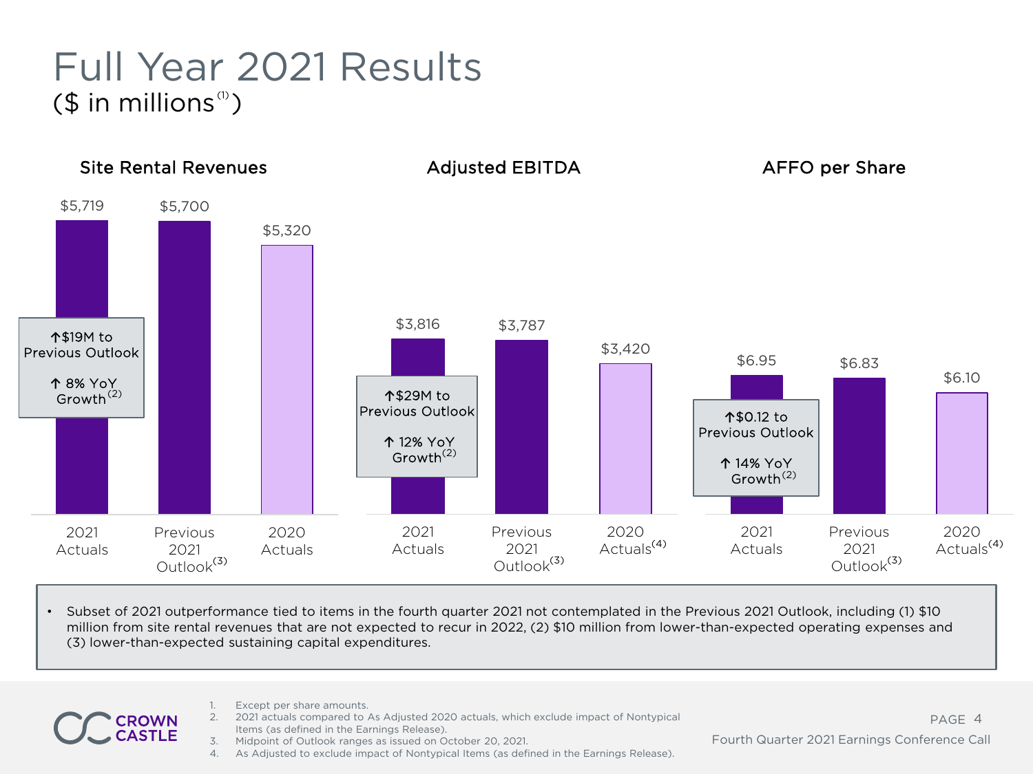# Full Year 2021 Results
## ($ in millions[1])

### Site Rental Revenues

| | 2021 Actuals | Previous 2021 Outlook[3] | 2020 Actuals |
|---|---|---|---|
| Site Rental Revenues | $5,719 | $5,700 | $5,320 |

↑$19M to Previous Outlook

↑ 8% YoY Growth[2]

### Adjusted EBITDA

| | 2021 Actuals | Previous 2021 Outlook[3] | 2020 Actuals[4] |
|---|---|---|---|
| Adjusted EBITDA | $3,816 | $3,787 | $3,420 |

↑$29M to Previous Outlook

↑ 12% YoY Growth[2]

### AFFO per Share

| | 2021 Actuals | Previous 2021 Outlook[3] | 2020 Actuals[4] |
|---|---|---|---|
| AFFO per Share | $6.95 | $6.83 | $6.10 |

↑$0.12 to Previous Outlook

↑ 14% YoY Growth[2]

- Subset of 2021 outperformance tied to items in the fourth quarter 2021 not contemplated in the Previous 2021 Outlook, including (1) $10 million from site rental revenues that are not expected to recur in 2022, (2) $10 million from lower-than-expected operating expenses and (3) lower-than-expected sustaining capital expenditures.

1. Except per share amounts.
2. 2021 actuals compared to As Adjusted 2020 actuals, which exclude impact of Nontypical Items (as defined in the Earnings Release).
3. Midpoint of Outlook ranges as issued on October 20, 2021.
4. As Adjusted to exclude impact of Nontypical Items (as defined in the Earnings Release).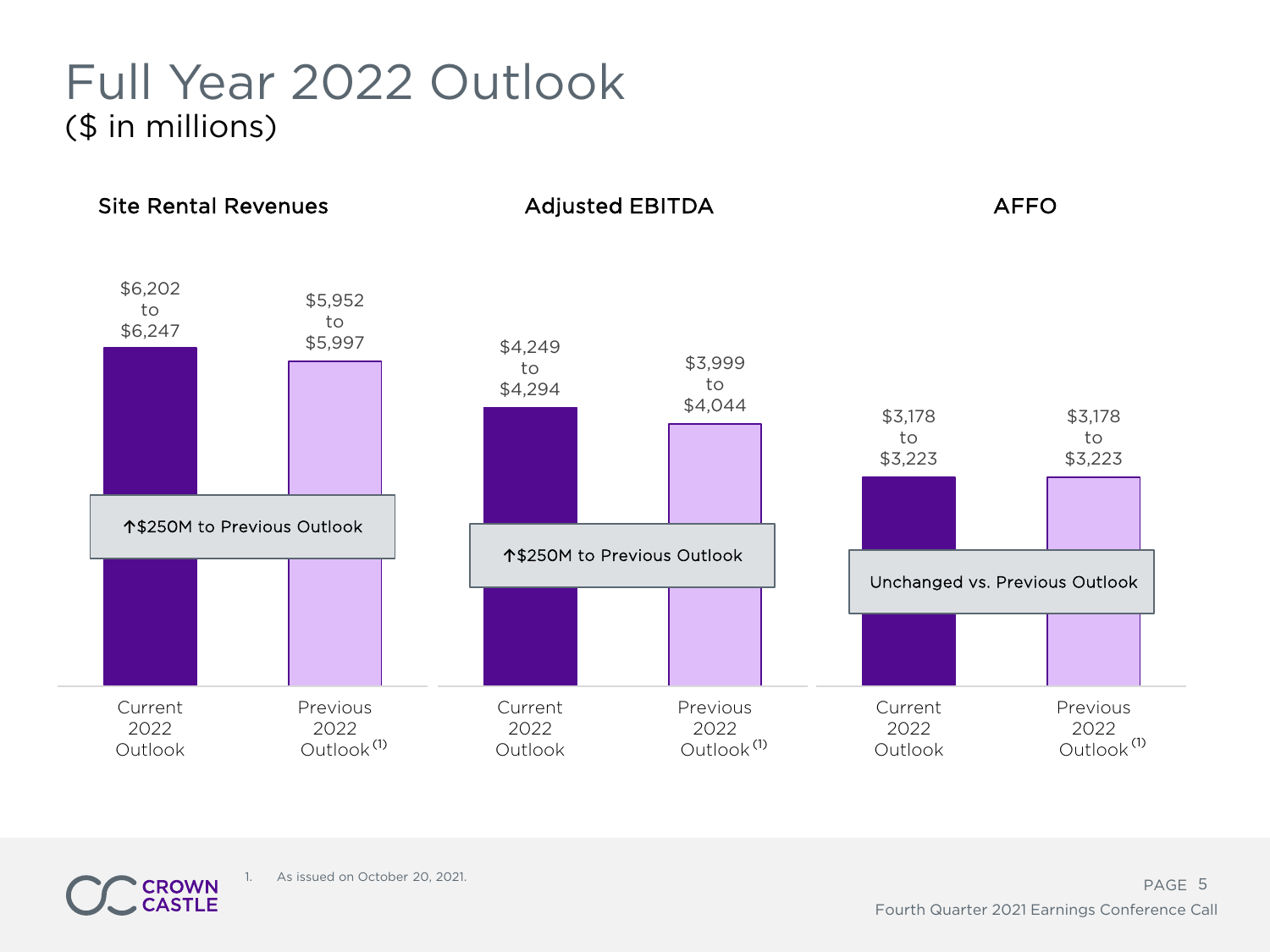# Full Year 2022 Outlook
($ in millions)

### Site Rental Revenues

| | Current 2022 Outlook | Previous 2022 Outlook[1] |
|---|---|---|
| Site Rental Revenues | $6,202 to $6,247 | $5,952 to $5,997 |

↑$250M to Previous Outlook

### Adjusted EBITDA

| | Current 2022 Outlook | Previous 2022 Outlook[1] |
|---|---|---|
| Adjusted EBITDA | $4,249 to $4,294 | $3,999 to $4,044 |

↑$250M to Previous Outlook

### AFFO

| | Current 2022 Outlook | Previous 2022 Outlook[1] |
|---|---|---|
| AFFO | $3,178 to $3,223 | $3,178 to $3,223 |

Unchanged vs. Previous Outlook

1. As issued on October 20, 2021.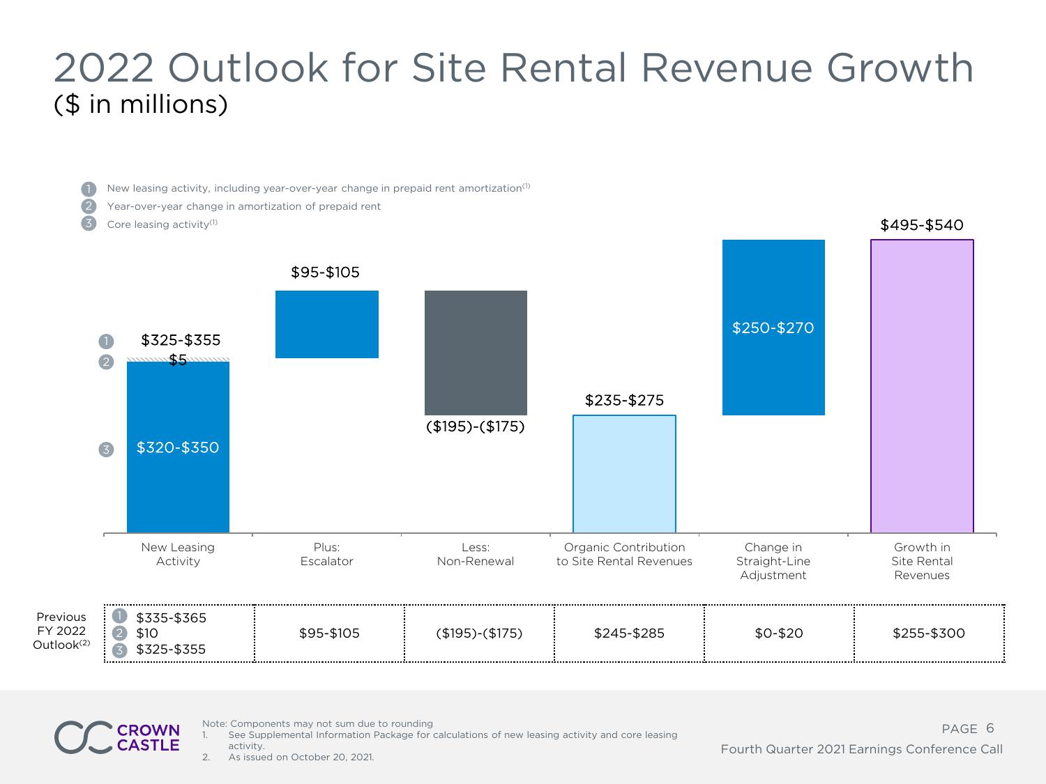# 2022 Outlook for Site Rental Revenue Growth
## ($ in millions)

1. New leasing activity, including year-over-year change in prepaid rent amortization[1]
2. Year-over-year change in amortization of prepaid rent
3. Core leasing activity[1]

| | New Leasing Activity | Plus: Escalator | Less: Non-Renewal | Organic Contribution to Site Rental Revenues | Change in Straight-Line Adjustment | Growth in Site Rental Revenues |
|---|---|---|---|---|---|---|
| 2022 Outlook | ① $325-$355<br>② $5<br>③ $320-$350 | $95-$105 | ($195)-($175) | $235-$275 | $250-$270 | $495-$540 |
| Previous FY 2022 Outlook[2] | ① $335-$365<br>② $10<br>③ $325-$355 | $95-$105 | ($195)-($175) | $245-$285 | $0-$20 | $255-$300 |

Note: Components may not sum due to rounding

1. See Supplemental Information Package for calculations of new leasing activity and core leasing activity.
2. As issued on October 20, 2021.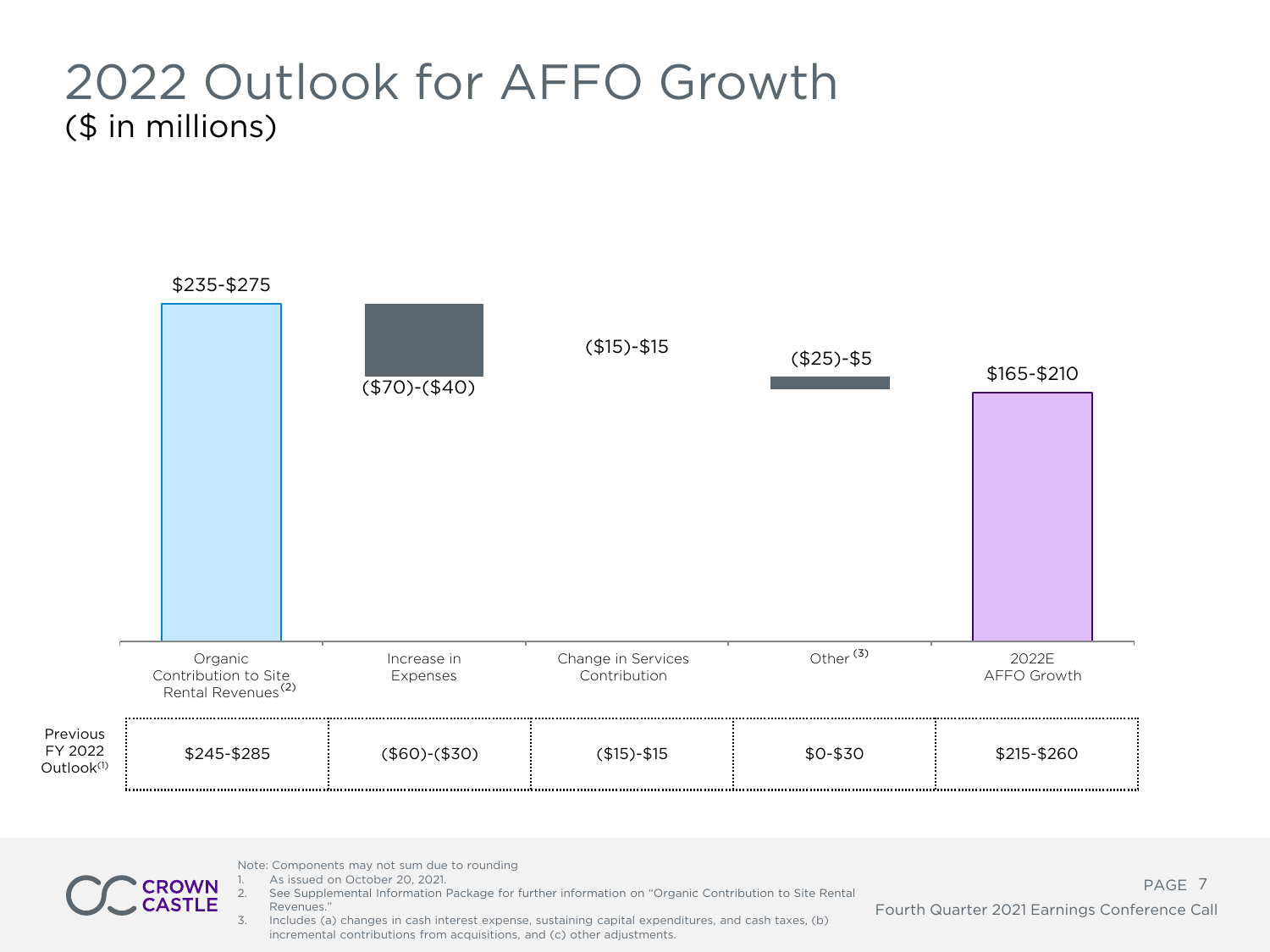# 2022 Outlook for AFFO Growth

($ in millions)

$235-$275

($70)-($40)

($15)-$15

($25)-$5

$165-$210

Organic Contribution to Site Rental Revenues[(2)]

Increase in Expenses

Change in Services Contribution

Other[(3)]

2022E AFFO Growth

| | | | | | |
|---|---|---|---|---|---|
| Previous FY 2022 Outlook[(1)] | $245-$285 | ($60)-($30) | ($15)-$15 | $0-$30 | $215-$260 |

Note: Components may not sum due to rounding

1. As issued on October 20, 2021.
2. See Supplemental Information Package for further information on "Organic Contribution to Site Rental Revenues."
3. Includes (a) changes in cash interest expense, sustaining capital expenditures, and cash taxes, (b) incremental contributions from acquisitions, and (c) other adjustments.

Fourth Quarter 2021 Earnings Conference Call